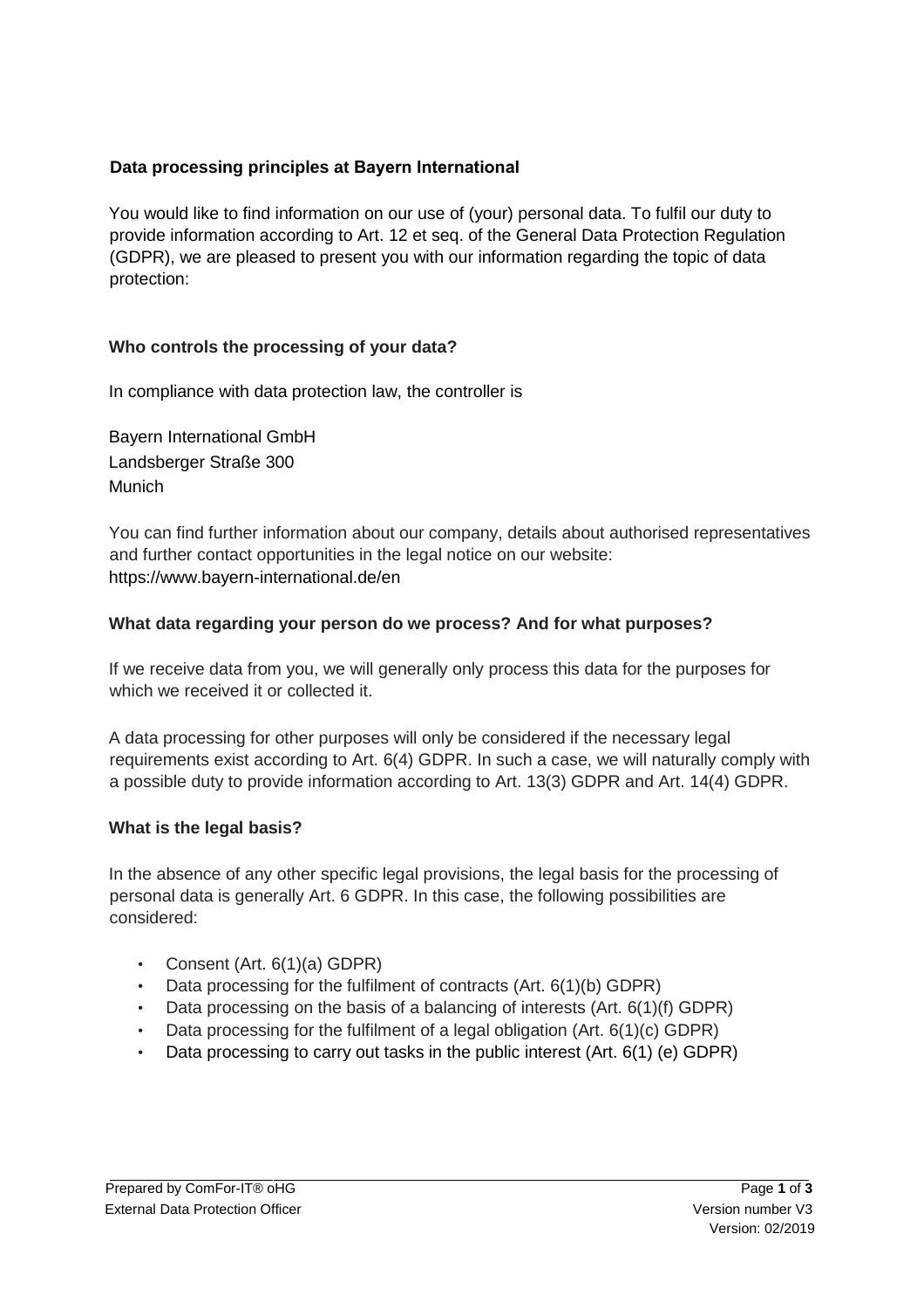## Data processing principles at Bayern International

You would like to find information on our use of (your) personal data. To fulfil our duty to provide information according to Art. 12 et seq. of the General Data Protection Regulation (GDPR), we are pleased to present you with our information regarding the topic of data protection:

### Who controls the processing of your data?

In compliance with data protection law, the controller is

Bayern International GmbH
Landsberger Straße 300
Munich

You can find further information about our company, details about authorised representatives and further contact opportunities in the legal notice on our website:
https://www.bayern-international.de/en

### What data regarding your person do we process? And for what purposes?

If we receive data from you, we will generally only process this data for the purposes for which we received it or collected it.

A data processing for other purposes will only be considered if the necessary legal requirements exist according to Art. 6(4) GDPR. In such a case, we will naturally comply with a possible duty to provide information according to Art. 13(3) GDPR and Art. 14(4) GDPR.

### What is the legal basis?

In the absence of any other specific legal provisions, the legal basis for the processing of personal data is generally Art. 6 GDPR. In this case, the following possibilities are considered:

- Consent (Art. 6(1)(a) GDPR)
- Data processing for the fulfilment of contracts (Art. 6(1)(b) GDPR)
- Data processing on the basis of a balancing of interests (Art. 6(1)(f) GDPR)
- Data processing for the fulfilment of a legal obligation (Art. 6(1)(c) GDPR)
- Data processing to carry out tasks in the public interest (Art. 6(1) (e) GDPR)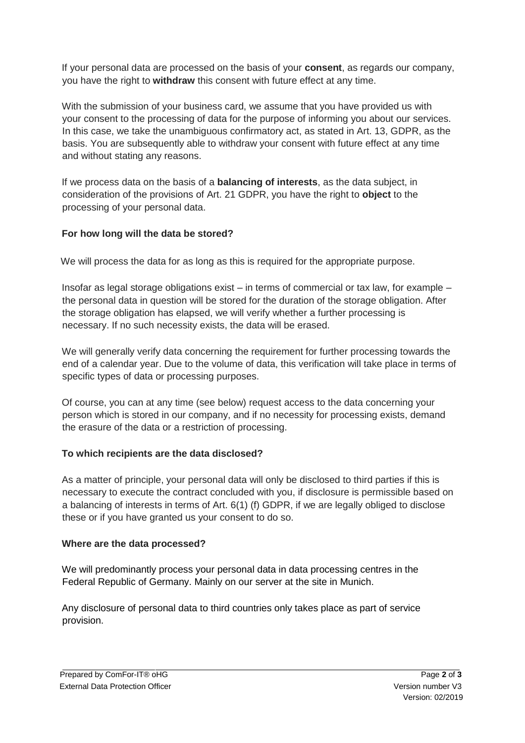If your personal data are processed on the basis of your **consent**, as regards our company, you have the right to **withdraw** this consent with future effect at any time.

With the submission of your business card, we assume that you have provided us with your consent to the processing of data for the purpose of informing you about our services. In this case, we take the unambiguous confirmatory act, as stated in Art. 13, GDPR, as the basis. You are subsequently able to withdraw your consent with future effect at any time and without stating any reasons.

If we process data on the basis of a **balancing of interests**, as the data subject, in consideration of the provisions of Art. 21 GDPR, you have the right to **object** to the processing of your personal data.

**For how long will the data be stored?**

We will process the data for as long as this is required for the appropriate purpose.

Insofar as legal storage obligations exist – in terms of commercial or tax law, for example – the personal data in question will be stored for the duration of the storage obligation. After the storage obligation has elapsed, we will verify whether a further processing is necessary. If no such necessity exists, the data will be erased.

We will generally verify data concerning the requirement for further processing towards the end of a calendar year. Due to the volume of data, this verification will take place in terms of specific types of data or processing purposes.

Of course, you can at any time (see below) request access to the data concerning your person which is stored in our company, and if no necessity for processing exists, demand the erasure of the data or a restriction of processing.

**To which recipients are the data disclosed?**

As a matter of principle, your personal data will only be disclosed to third parties if this is necessary to execute the contract concluded with you, if disclosure is permissible based on a balancing of interests in terms of Art. 6(1) (f) GDPR, if we are legally obliged to disclose these or if you have granted us your consent to do so.

**Where are the data processed?**

We will predominantly process your personal data in data processing centres in the Federal Republic of Germany. Mainly on our server at the site in Munich.

Any disclosure of personal data to third countries only takes place as part of service provision.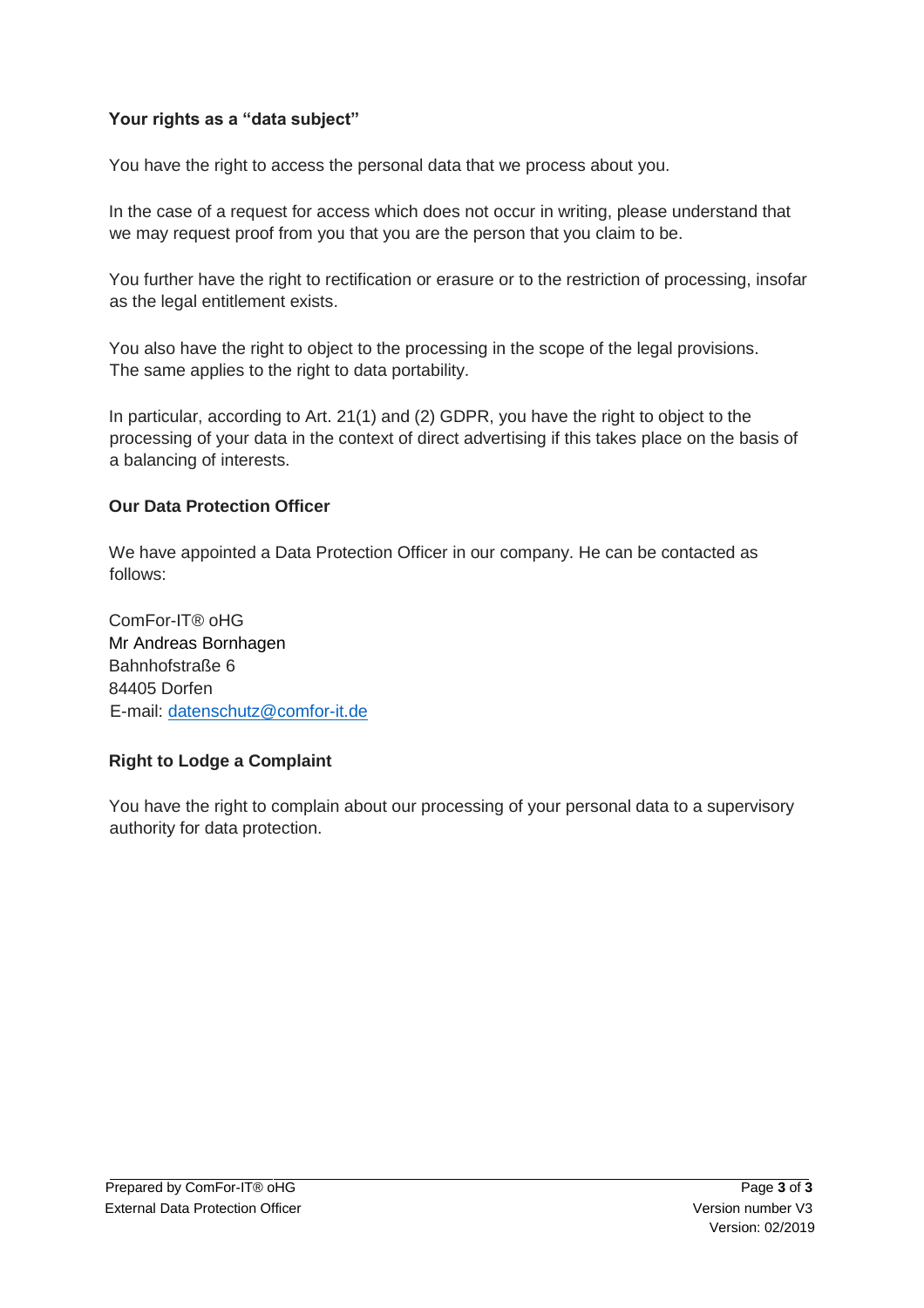**Your rights as a "data subject"**

You have the right to access the personal data that we process about you.

In the case of a request for access which does not occur in writing, please understand that we may request proof from you that you are the person that you claim to be.

You further have the right to rectification or erasure or to the restriction of processing, insofar as the legal entitlement exists.

You also have the right to object to the processing in the scope of the legal provisions. The same applies to the right to data portability.

In particular, according to Art. 21(1) and (2) GDPR, you have the right to object to the processing of your data in the context of direct advertising if this takes place on the basis of a balancing of interests.

**Our Data Protection Officer**

We have appointed a Data Protection Officer in our company. He can be contacted as follows:

ComFor-IT® oHG
Mr Andreas Bornhagen
Bahnhofstraße 6
84405 Dorfen
E-mail: datenschutz@comfor-it.de

**Right to Lodge a Complaint**

You have the right to complain about our processing of your personal data to a supervisory authority for data protection.